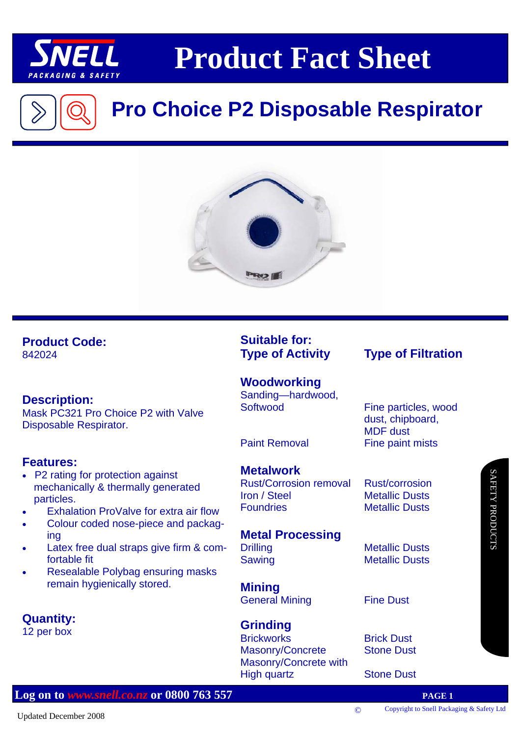# Product Fact Sheet

## Pro Choice P2 Disposable Respirator

**Product Code:**
842024

**Description:**
Mask PC321 Pro Choice P2 with Valve Disposable Respirator.

**Features:**

- P2 rating for protection against mechanically & thermally generated particles.
- Exhalation ProValve for extra air flow
- Colour coded nose-piece and packaging
- Latex free dual straps give firm & comfortable fit
- Resealable Polybag ensuring masks remain hygienically stored.

**Quantity:**
12 per box

### Suitable for:

| Type of Activity | Type of Filtration |
|---|---|
| **Woodworking** | |
| Sanding—hardwood, Softwood | Fine particles, wood dust, chipboard, MDF dust |
| Paint Removal | Fine paint mists |
| **Metalwork** | |
| Rust/Corrosion removal | Rust/corrosion |
| Iron / Steel | Metallic Dusts |
| Foundries | Metallic Dusts |
| **Metal Processing** | |
| Drilling | Metallic Dusts |
| Sawing | Metallic Dusts |
| **Mining** | |
| General Mining | Fine Dust |
| **Grinding** | |
| Brickworks | Brick Dust |
| Masonry/Concrete | Stone Dust |
| Masonry/Concrete with High quartz | Stone Dust |

SAFETY PRODUCTS

Log on to www.snell.co.nz or 0800 763 557

Updated December 2008

© Copyright to Snell Packaging & Safety Ltd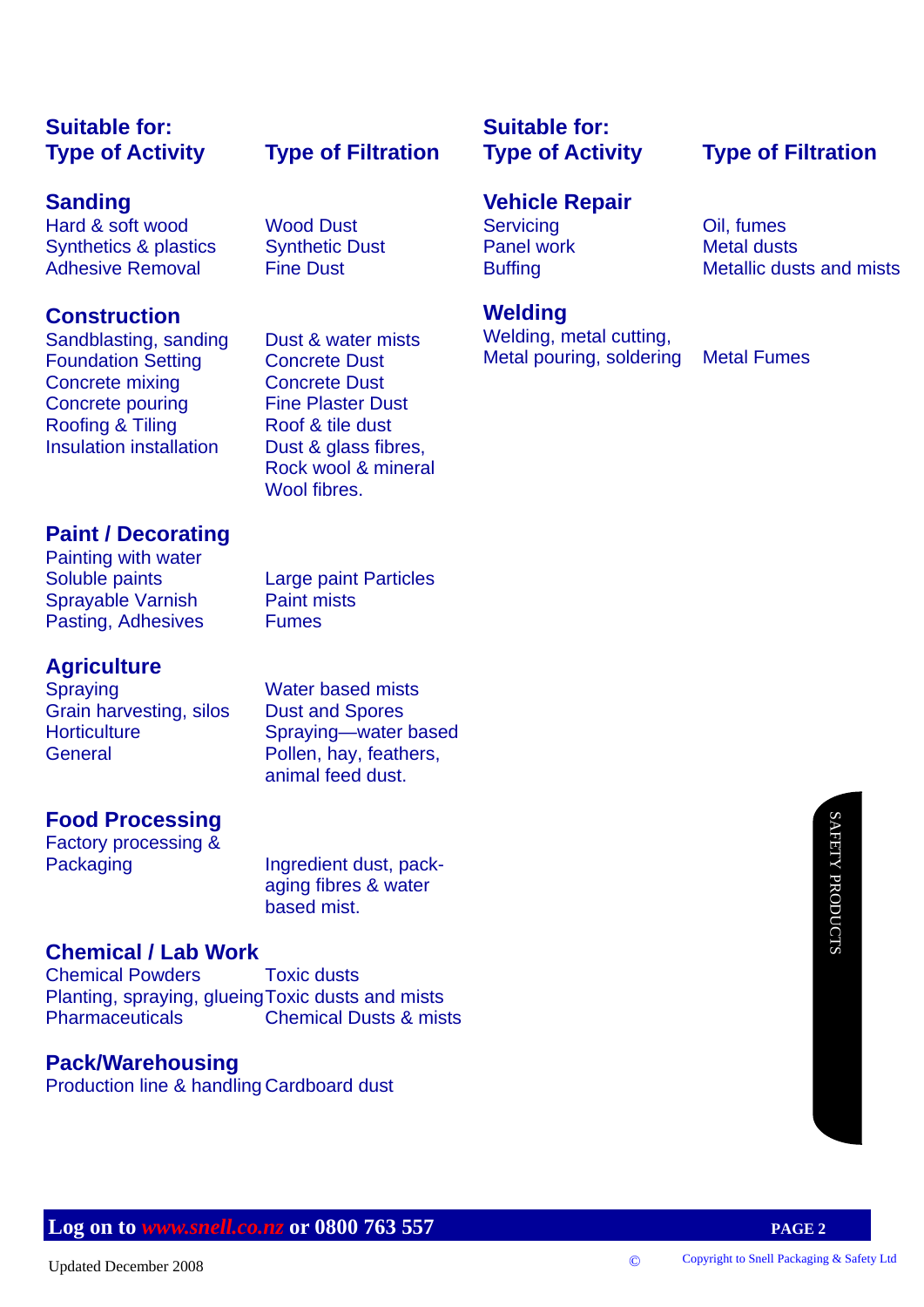| Suitable for: Type of Activity | Type of Filtration |
|---|---|
| **Sanding** | |
| Hard & soft wood | Wood Dust |
| Synthetics & plastics | Synthetic Dust |
| Adhesive Removal | Fine Dust |
| **Construction** | |
| Sandblasting, sanding | Dust & water mists |
| Foundation Setting | Concrete Dust |
| Concrete mixing | Concrete Dust |
| Concrete pouring | Fine Plaster Dust |
| Roofing & Tiling | Roof & tile dust |
| Insulation installation | Dust & glass fibres, Rock wool & mineral Wool fibres. |
| **Paint / Decorating** | |
| Painting with water Soluble paints | Large paint Particles |
| Sprayable Varnish | Paint mists |
| Pasting, Adhesives | Fumes |
| **Agriculture** | |
| Spraying | Water based mists |
| Grain harvesting, silos | Dust and Spores |
| Horticulture | Spraying—water based |
| General | Pollen, hay, feathers, animal feed dust. |
| **Food Processing** | |
| Factory processing & Packaging | Ingredient dust, packaging fibres & water based mist. |
| **Chemical / Lab Work** | |
| Chemical Powders | Toxic dusts |
| Planting, spraying, glueing | Toxic dusts and mists |
| Pharmaceuticals | Chemical Dusts & mists |
| **Pack/Warehousing** | |
| Production line & handling | Cardboard dust |

| Suitable for: Type of Activity | Type of Filtration |
|---|---|
| **Vehicle Repair** | |
| Servicing | Oil, fumes |
| Panel work | Metal dusts |
| Buffing | Metallic dusts and mists |
| **Welding** | |
| Welding, metal cutting, Metal pouring, soldering | Metal Fumes |

SAFETY PRODUCTS

**Log on to www.snell.co.nz or 0800 763 557**

Updated December 2008

© Copyright to Snell Packaging & Safety Ltd